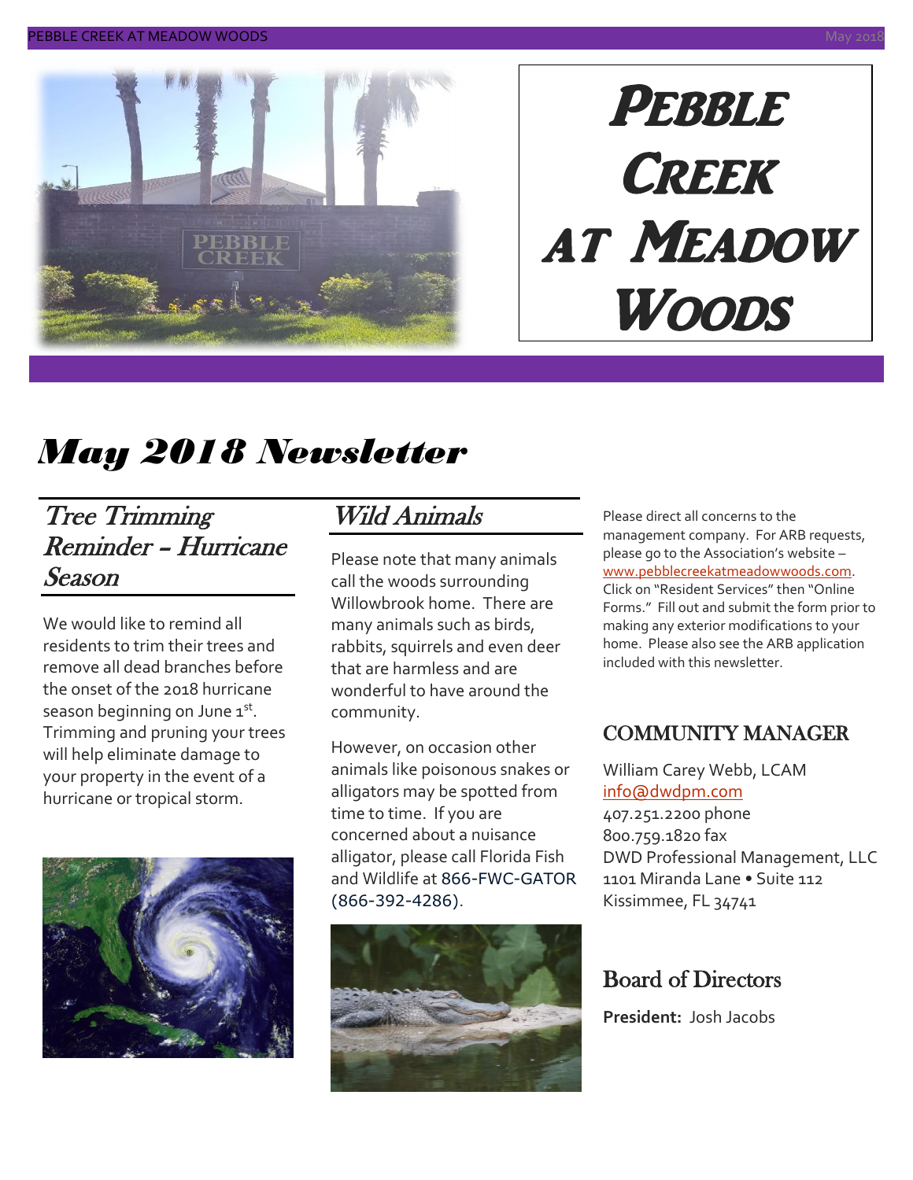# Pebble Creek at Meadow Woods

# May 2018 Newsletter

## Tree Trimming Reminder – Hurricane Season

We would like to remind all residents to trim their trees and remove all dead branches before the onset of the 2018 hurricane season beginning on June 1st. Trimming and pruning your trees will help eliminate damage to your property in the event of a hurricane or tropical storm.

## Wild Animals

Please note that many animals call the woods surrounding Willowbrook home. There are many animals such as birds, rabbits, squirrels and even deer that are harmless and are wonderful to have around the community.

However, on occasion other animals like poisonous snakes or alligators may be spotted from time to time. If you are concerned about a nuisance alligator, please call Florida Fish and Wildlife at 866-FWC-GATOR (866-392-4286).

Please direct all concerns to the management company. For ARB requests, please go to the Association's website – www.pebblecreekatmeadowwoods.com. Click on "Resident Services" then "Online Forms." Fill out and submit the form prior to making any exterior modifications to your home. Please also see the ARB application included with this newsletter.

### COMMUNITY MANAGER

William Carey Webb, LCAM
info@dwdpm.com
407.251.2200 phone
800.759.1820 fax
DWD Professional Management, LLC
1101 Miranda Lane • Suite 112
Kissimmee, FL 34741

### Board of Directors

**President:** Josh Jacobs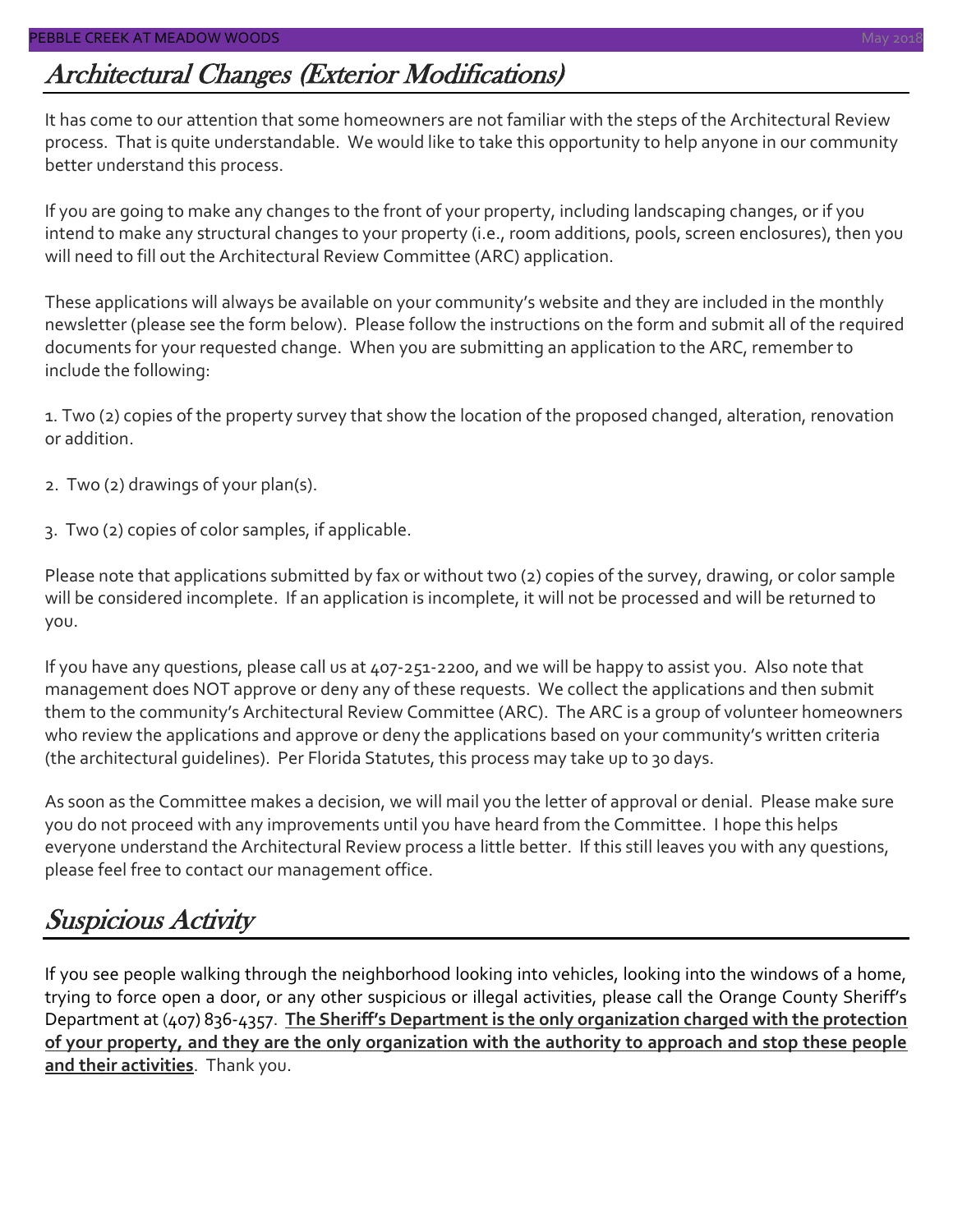## Architectural Changes (Exterior Modifications)

It has come to our attention that some homeowners are not familiar with the steps of the Architectural Review process. That is quite understandable. We would like to take this opportunity to help anyone in our community better understand this process.

If you are going to make any changes to the front of your property, including landscaping changes, or if you intend to make any structural changes to your property (i.e., room additions, pools, screen enclosures), then you will need to fill out the Architectural Review Committee (ARC) application.

These applications will always be available on your community's website and they are included in the monthly newsletter (please see the form below). Please follow the instructions on the form and submit all of the required documents for your requested change. When you are submitting an application to the ARC, remember to include the following:

1. Two (2) copies of the property survey that show the location of the proposed changed, alteration, renovation or addition.

2. Two (2) drawings of your plan(s).

3. Two (2) copies of color samples, if applicable.

Please note that applications submitted by fax or without two (2) copies of the survey, drawing, or color sample will be considered incomplete. If an application is incomplete, it will not be processed and will be returned to you.

If you have any questions, please call us at 407-251-2200, and we will be happy to assist you. Also note that management does NOT approve or deny any of these requests. We collect the applications and then submit them to the community's Architectural Review Committee (ARC). The ARC is a group of volunteer homeowners who review the applications and approve or deny the applications based on your community's written criteria (the architectural guidelines). Per Florida Statutes, this process may take up to 30 days.

As soon as the Committee makes a decision, we will mail you the letter of approval or denial. Please make sure you do not proceed with any improvements until you have heard from the Committee. I hope this helps everyone understand the Architectural Review process a little better. If this still leaves you with any questions, please feel free to contact our management office.

## Suspicious Activity

If you see people walking through the neighborhood looking into vehicles, looking into the windows of a home, trying to force open a door, or any other suspicious or illegal activities, please call the Orange County Sheriff's Department at (407) 836-4357. **The Sheriff's Department is the only organization charged with the protection of your property, and they are the only organization with the authority to approach and stop these people and their activities**. Thank you.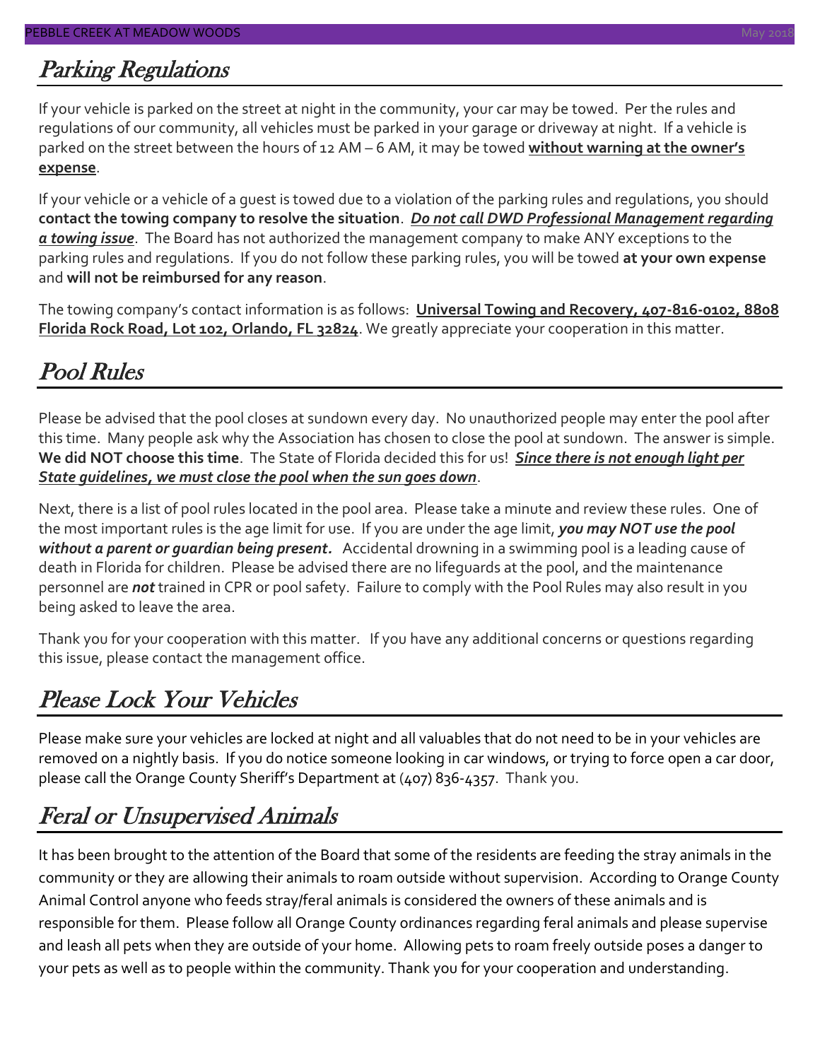## Parking Regulations

If your vehicle is parked on the street at night in the community, your car may be towed. Per the rules and regulations of our community, all vehicles must be parked in your garage or driveway at night. If a vehicle is parked on the street between the hours of 12 AM – 6 AM, it may be towed **without warning at the owner's expense**.

If your vehicle or a vehicle of a guest is towed due to a violation of the parking rules and regulations, you should **contact the towing company to resolve the situation**. ***Do not call DWD Professional Management regarding a towing issue***. The Board has not authorized the management company to make ANY exceptions to the parking rules and regulations. If you do not follow these parking rules, you will be towed **at your own expense** and **will not be reimbursed for any reason**.

The towing company's contact information is as follows: **Universal Towing and Recovery, 407-816-0102, 8808 Florida Rock Road, Lot 102, Orlando, FL 32824**. We greatly appreciate your cooperation in this matter.

## Pool Rules

Please be advised that the pool closes at sundown every day. No unauthorized people may enter the pool after this time. Many people ask why the Association has chosen to close the pool at sundown. The answer is simple. **We did NOT choose this time**. The State of Florida decided this for us! ***Since there is not enough light per State guidelines, we must close the pool when the sun goes down***.

Next, there is a list of pool rules located in the pool area. Please take a minute and review these rules. One of the most important rules is the age limit for use. If you are under the age limit, ***you may NOT use the pool without a parent or guardian being present.*** Accidental drowning in a swimming pool is a leading cause of death in Florida for children. Please be advised there are no lifeguards at the pool, and the maintenance personnel are ***not*** trained in CPR or pool safety. Failure to comply with the Pool Rules may also result in you being asked to leave the area.

Thank you for your cooperation with this matter. If you have any additional concerns or questions regarding this issue, please contact the management office.

## Please Lock Your Vehicles

Please make sure your vehicles are locked at night and all valuables that do not need to be in your vehicles are removed on a nightly basis. If you do notice someone looking in car windows, or trying to force open a car door, please call the Orange County Sheriff's Department at (407) 836-4357. Thank you.

## Feral or Unsupervised Animals

It has been brought to the attention of the Board that some of the residents are feeding the stray animals in the community or they are allowing their animals to roam outside without supervision. According to Orange County Animal Control anyone who feeds stray/feral animals is considered the owners of these animals and is responsible for them. Please follow all Orange County ordinances regarding feral animals and please supervise and leash all pets when they are outside of your home. Allowing pets to roam freely outside poses a danger to your pets as well as to people within the community. Thank you for your cooperation and understanding.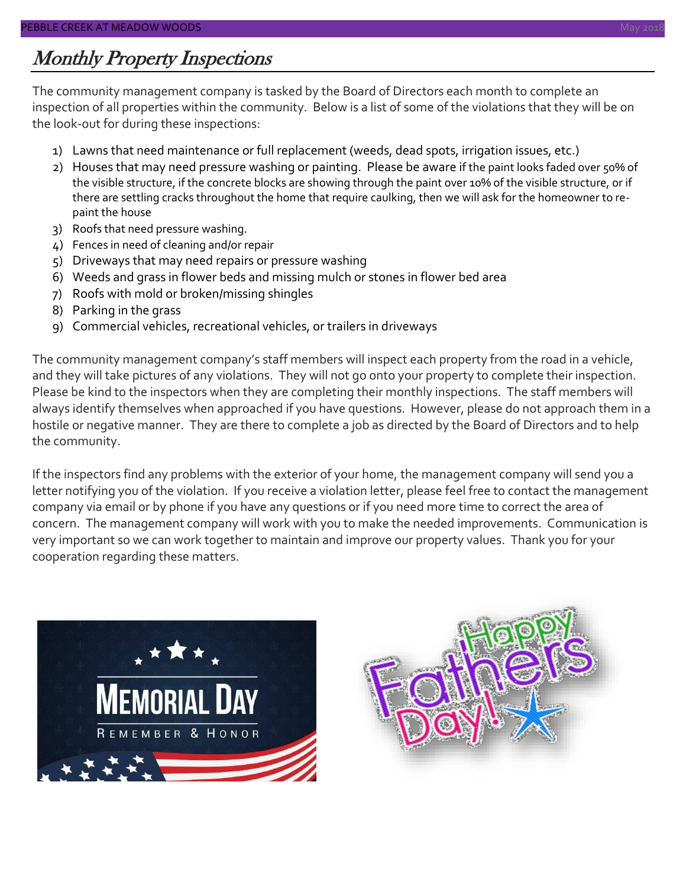## *Monthly Property Inspections*

The community management company is tasked by the Board of Directors each month to complete an inspection of all properties within the community. Below is a list of some of the violations that they will be on the look-out for during these inspections:

1) Lawns that need maintenance or full replacement (weeds, dead spots, irrigation issues, etc.)
2) Houses that may need pressure washing or painting. Please be aware if the paint looks faded over 50% of the visible structure, if the concrete blocks are showing through the paint over 10% of the visible structure, or if there are settling cracks throughout the home that require caulking, then we will ask for the homeowner to re-paint the house
3) Roofs that need pressure washing.
4) Fences in need of cleaning and/or repair
5) Driveways that may need repairs or pressure washing
6) Weeds and grass in flower beds and missing mulch or stones in flower bed area
7) Roofs with mold or broken/missing shingles
8) Parking in the grass
9) Commercial vehicles, recreational vehicles, or trailers in driveways

The community management company's staff members will inspect each property from the road in a vehicle, and they will take pictures of any violations. They will not go onto your property to complete their inspection. Please be kind to the inspectors when they are completing their monthly inspections. The staff members will always identify themselves when approached if you have questions. However, please do not approach them in a hostile or negative manner. They are there to complete a job as directed by the Board of Directors and to help the community.

If the inspectors find any problems with the exterior of your home, the management company will send you a letter notifying you of the violation. If you receive a violation letter, please feel free to contact the management company via email or by phone if you have any questions or if you need more time to correct the area of concern. The management company will work with you to make the needed improvements. Communication is very important so we can work together to maintain and improve our property values. Thank you for your cooperation regarding these matters.

MEMORIAL DAY

REMEMBER & HONOR

Happy Fathers Day!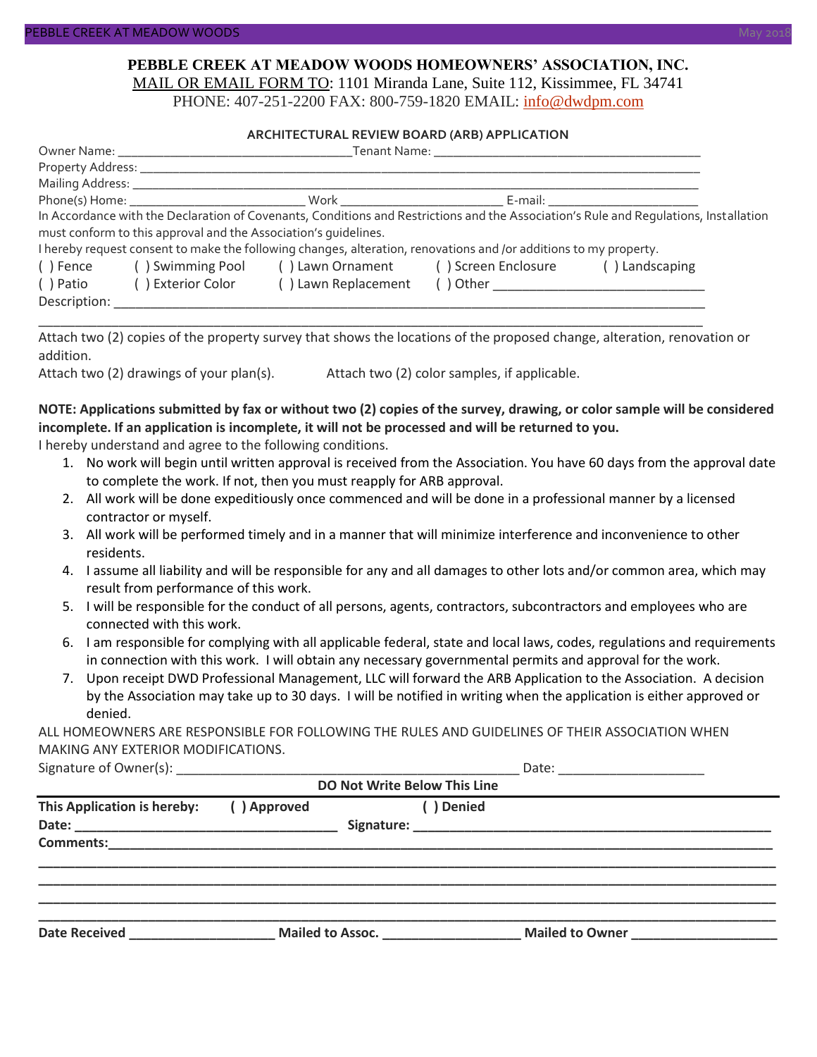# PEBBLE CREEK AT MEADOW WOODS HOMEOWNERS' ASSOCIATION, INC.

MAIL OR EMAIL FORM TO: 1101 Miranda Lane, Suite 112, Kissimmee, FL 34741
PHONE: 407-251-2200 FAX: 800-759-1820 EMAIL: info@dwdpm.com

## ARCHITECTURAL REVIEW BOARD (ARB) APPLICATION

Owner Name: ___________________________________Tenant Name: ________________________________________

Property Address: _____________________________________________________________________________

Mailing Address: ______________________________________________________________________________

Phone(s) Home: __________________________ Work _________________________ E-mail: ______________________

In Accordance with the Declaration of Covenants, Conditions and Restrictions and the Association's Rule and Regulations, Installation must conform to this approval and the Association's guidelines.

I hereby request consent to make the following changes, alteration, renovations and /or additions to my property.

( ) Fence ( ) Swimming Pool ( ) Lawn Ornament ( ) Screen Enclosure ( ) Landscaping

( ) Patio ( ) Exterior Color ( ) Lawn Replacement ( ) Other ______________________________

Description: ___________________________________________________________________________________

_______________________________________________________________________________________________

Attach two (2) copies of the property survey that shows the locations of the proposed change, alteration, renovation or addition.

Attach two (2) drawings of your plan(s). Attach two (2) color samples, if applicable.

**NOTE: Applications submitted by fax or without two (2) copies of the survey, drawing, or color sample will be considered incomplete. If an application is incomplete, it will not be processed and will be returned to you.**

I hereby understand and agree to the following conditions.

1. No work will begin until written approval is received from the Association. You have 60 days from the approval date to complete the work. If not, then you must reapply for ARB approval.
2. All work will be done expeditiously once commenced and will be done in a professional manner by a licensed contractor or myself.
3. All work will be performed timely and in a manner that will minimize interference and inconvenience to other residents.
4. I assume all liability and will be responsible for any and all damages to other lots and/or common area, which may result from performance of this work.
5. I will be responsible for the conduct of all persons, agents, contractors, subcontractors and employees who are connected with this work.
6. I am responsible for complying with all applicable federal, state and local laws, codes, regulations and requirements in connection with this work. I will obtain any necessary governmental permits and approval for the work.
7. Upon receipt DWD Professional Management, LLC will forward the ARB Application to the Association. A decision by the Association may take up to 30 days. I will be notified in writing when the application is either approved or denied.

ALL HOMEOWNERS ARE RESPONSIBLE FOR FOLLOWING THE RULES AND GUIDELINES OF THEIR ASSOCIATION WHEN MAKING ANY EXTERIOR MODIFICATIONS.

Signature of Owner(s): _______________________________________________ Date: ____________________

**DO Not Write Below This Line**

---

**This Application is hereby: ( ) Approved ( ) Denied**

**Date:** ___________________________________ **Signature:** ____________________________________________________

**Comments:**_______________________________________________________________________________________________

_______________________________________________________________________________________________________

_______________________________________________________________________________________________________

_______________________________________________________________________________________________________

_______________________________________________________________________________________________________

**Date Received** ____________________ **Mailed to Assoc.** ___________________ **Mailed to Owner** ____________________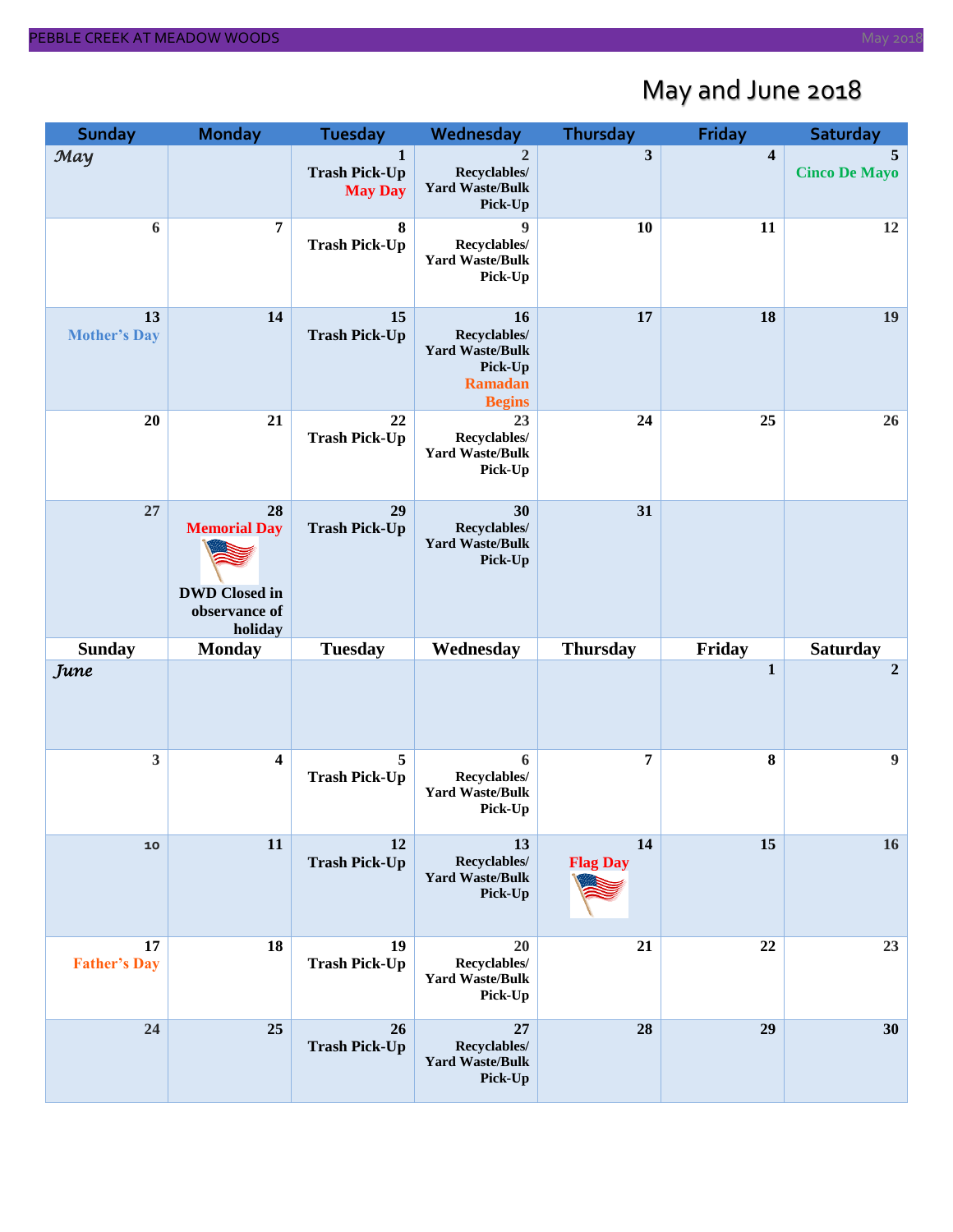# May and June 2018

| Sunday | Monday | Tuesday | Wednesday | Thursday | Friday | Saturday |
|---|---|---|---|---|---|---|
| *May* | | 1 Trash Pick-Up May Day | 2 Recyclables/ Yard Waste/Bulk Pick-Up | 3 | 4 | 5 Cinco De Mayo |
| 6 | 7 | 8 Trash Pick-Up | 9 Recyclables/ Yard Waste/Bulk Pick-Up | 10 | 11 | 12 |
| 13 Mother's Day | 14 | 15 Trash Pick-Up | 16 Recyclables/ Yard Waste/Bulk Pick-Up Ramadan Begins | 17 | 18 | 19 |
| 20 | 21 | 22 Trash Pick-Up | 23 Recyclables/ Yard Waste/Bulk Pick-Up | 24 | 25 | 26 |
| 27 | 28 Memorial Day DWD Closed in observance of holiday | 29 Trash Pick-Up | 30 Recyclables/ Yard Waste/Bulk Pick-Up | 31 | | |
| **Sunday** | **Monday** | **Tuesday** | **Wednesday** | **Thursday** | **Friday** | **Saturday** |
| *June* | | | | | 1 | 2 |
| 3 | 4 | 5 Trash Pick-Up | 6 Recyclables/ Yard Waste/Bulk Pick-Up | 7 | 8 | 9 |
| 10 | 11 | 12 Trash Pick-Up | 13 Recyclables/ Yard Waste/Bulk Pick-Up | 14 Flag Day | 15 | 16 |
| 17 Father's Day | 18 | 19 Trash Pick-Up | 20 Recyclables/ Yard Waste/Bulk Pick-Up | 21 | 22 | 23 |
| 24 | 25 | 26 Trash Pick-Up | 27 Recyclables/ Yard Waste/Bulk Pick-Up | 28 | 29 | 30 |